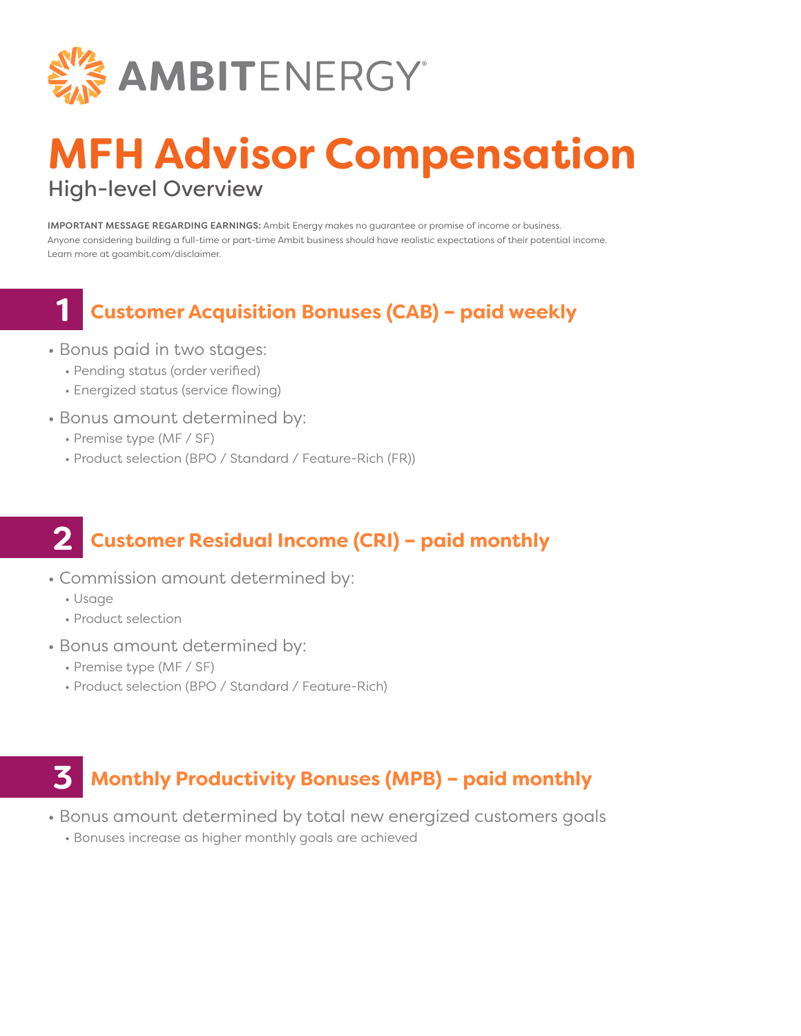AMBITENERGY

# MFH Advisor Compensation

## High-level Overview

**IMPORTANT MESSAGE REGARDING EARNINGS:** Ambit Energy makes no guarantee or promise of income or business. Anyone considering building a full-time or part-time Ambit business should have realistic expectations of their potential income. Learn more at goambit.com/disclaimer.

## 1 Customer Acquisition Bonuses (CAB) – paid weekly

- Bonus paid in two stages:
  - Pending status (order verified)
  - Energized status (service flowing)
- Bonus amount determined by:
  - Premise type (MF / SF)
  - Product selection (BPO / Standard / Feature-Rich (FR))

## 2 Customer Residual Income (CRI) – paid monthly

- Commission amount determined by:
  - Usage
  - Product selection
- Bonus amount determined by:
  - Premise type (MF / SF)
  - Product selection (BPO / Standard / Feature-Rich)

## 3 Monthly Productivity Bonuses (MPB) – paid monthly

- Bonus amount determined by total new energized customers goals
  - Bonuses increase as higher monthly goals are achieved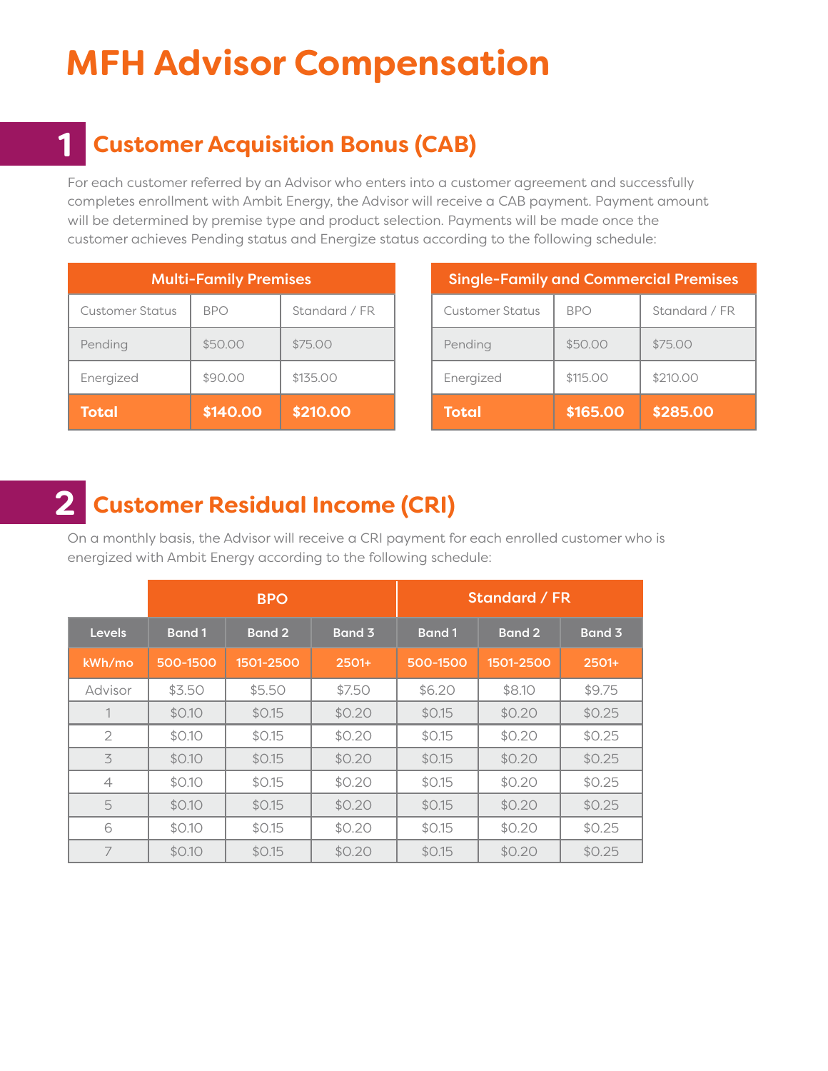# MFH Advisor Compensation

## 1 Customer Acquisition Bonus (CAB)

For each customer referred by an Advisor who enters into a customer agreement and successfully completes enrollment with Ambit Energy, the Advisor will receive a CAB payment. Payment amount will be determined by premise type and product selection. Payments will be made once the customer achieves Pending status and Energize status according to the following schedule:

| Multi-Family Premises | | |
|---|---|---|
| Customer Status | BPO | Standard / FR |
| Pending | $50.00 | $75.00 |
| Energized | $90.00 | $135.00 |
| **Total** | **$140.00** | **$210.00** |

| Single-Family and Commercial Premises | | |
|---|---|---|
| Customer Status | BPO | Standard / FR |
| Pending | $50.00 | $75.00 |
| Energized | $115.00 | $210.00 |
| **Total** | **$165.00** | **$285.00** |

## 2 Customer Residual Income (CRI)

On a monthly basis, the Advisor will receive a CRI payment for each enrolled customer who is energized with Ambit Energy according to the following schedule:

| | BPO | | | Standard / FR | | |
|---|---|---|---|---|---|---|
| **Levels** | **Band 1** | **Band 2** | **Band 3** | **Band 1** | **Band 2** | **Band 3** |
| **kWh/mo** | **500-1500** | **1501-2500** | **2501+** | **500-1500** | **1501-2500** | **2501+** |
| Advisor | $3.50 | $5.50 | $7.50 | $6.20 | $8.10 | $9.75 |
| 1 | $0.10 | $0.15 | $0.20 | $0.15 | $0.20 | $0.25 |
| 2 | $0.10 | $0.15 | $0.20 | $0.15 | $0.20 | $0.25 |
| 3 | $0.10 | $0.15 | $0.20 | $0.15 | $0.20 | $0.25 |
| 4 | $0.10 | $0.15 | $0.20 | $0.15 | $0.20 | $0.25 |
| 5 | $0.10 | $0.15 | $0.20 | $0.15 | $0.20 | $0.25 |
| 6 | $0.10 | $0.15 | $0.20 | $0.15 | $0.20 | $0.25 |
| 7 | $0.10 | $0.15 | $0.20 | $0.15 | $0.20 | $0.25 |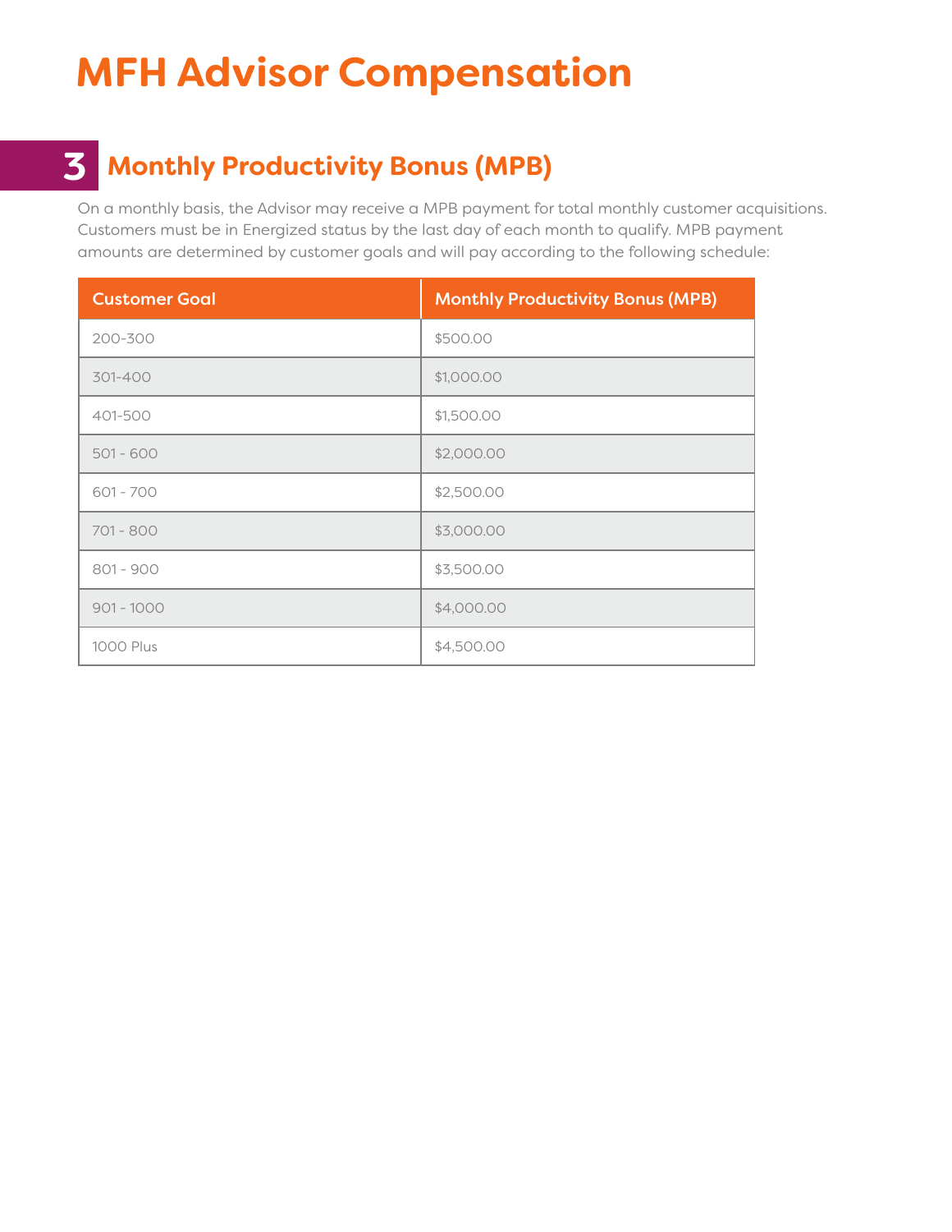# MFH Advisor Compensation

## 3 Monthly Productivity Bonus (MPB)

On a monthly basis, the Advisor may receive a MPB payment for total monthly customer acquisitions. Customers must be in Energized status by the last day of each month to qualify. MPB payment amounts are determined by customer goals and will pay according to the following schedule:

| Customer Goal | Monthly Productivity Bonus (MPB) |
| --- | --- |
| 200-300 | $500.00 |
| 301-400 | $1,000.00 |
| 401-500 | $1,500.00 |
| 501 - 600 | $2,000.00 |
| 601 - 700 | $2,500.00 |
| 701 - 800 | $3,000.00 |
| 801 - 900 | $3,500.00 |
| 901 - 1000 | $4,000.00 |
| 1000 Plus | $4,500.00 |